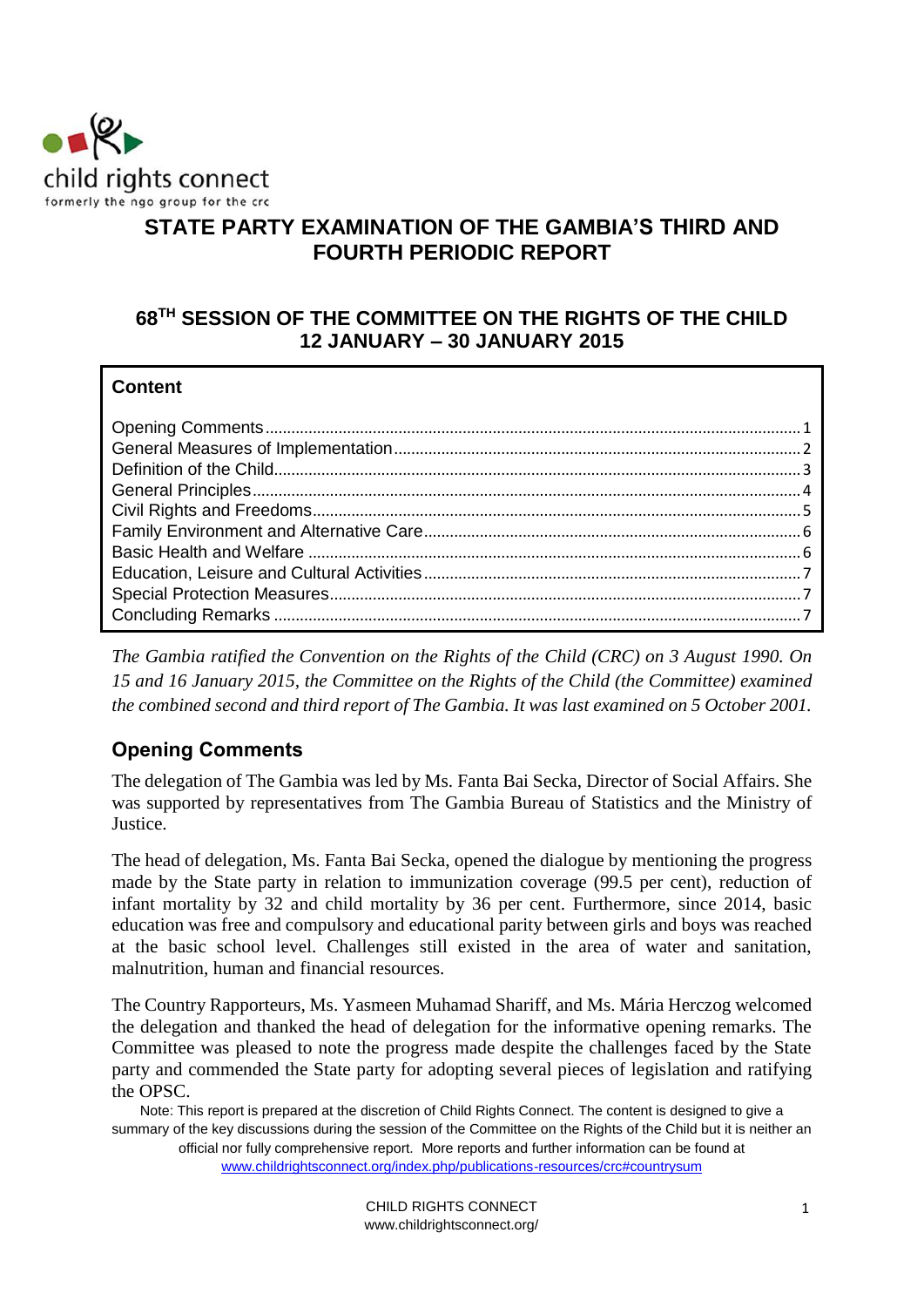child rights connect
formerly the ngo group for the crc

# STATE PARTY EXAMINATION OF THE GAMBIA'S THIRD AND FOURTH PERIODIC REPORT

## 68TH SESSION OF THE COMMITTEE ON THE RIGHTS OF THE CHILD 12 JANUARY – 30 JANUARY 2015

**Content**

- Opening Comments ... 1
- General Measures of Implementation ... 2
- Definition of the Child ... 3
- General Principles ... 4
- Civil Rights and Freedoms ... 5
- Family Environment and Alternative Care ... 6
- Basic Health and Welfare ... 6
- Education, Leisure and Cultural Activities ... 7
- Special Protection Measures ... 7
- Concluding Remarks ... 7

*The Gambia ratified the Convention on the Rights of the Child (CRC) on 3 August 1990. On 15 and 16 January 2015, the Committee on the Rights of the Child (the Committee) examined the combined second and third report of The Gambia. It was last examined on 5 October 2001.*

## Opening Comments

The delegation of The Gambia was led by Ms. Fanta Bai Secka, Director of Social Affairs. She was supported by representatives from The Gambia Bureau of Statistics and the Ministry of Justice.

The head of delegation, Ms. Fanta Bai Secka, opened the dialogue by mentioning the progress made by the State party in relation to immunization coverage (99.5 per cent), reduction of infant mortality by 32 and child mortality by 36 per cent. Furthermore, since 2014, basic education was free and compulsory and educational parity between girls and boys was reached at the basic school level. Challenges still existed in the area of water and sanitation, malnutrition, human and financial resources.

The Country Rapporteurs, Ms. Yasmeen Muhamad Shariff, and Ms. Mária Herczog welcomed the delegation and thanked the head of delegation for the informative opening remarks. The Committee was pleased to note the progress made despite the challenges faced by the State party and commended the State party for adopting several pieces of legislation and ratifying the OPSC.

Note: This report is prepared at the discretion of Child Rights Connect. The content is designed to give a summary of the key discussions during the session of the Committee on the Rights of the Child but it is neither an official nor fully comprehensive report. More reports and further information can be found at www.childrightsconnect.org/index.php/publications-resources/crc#countrysum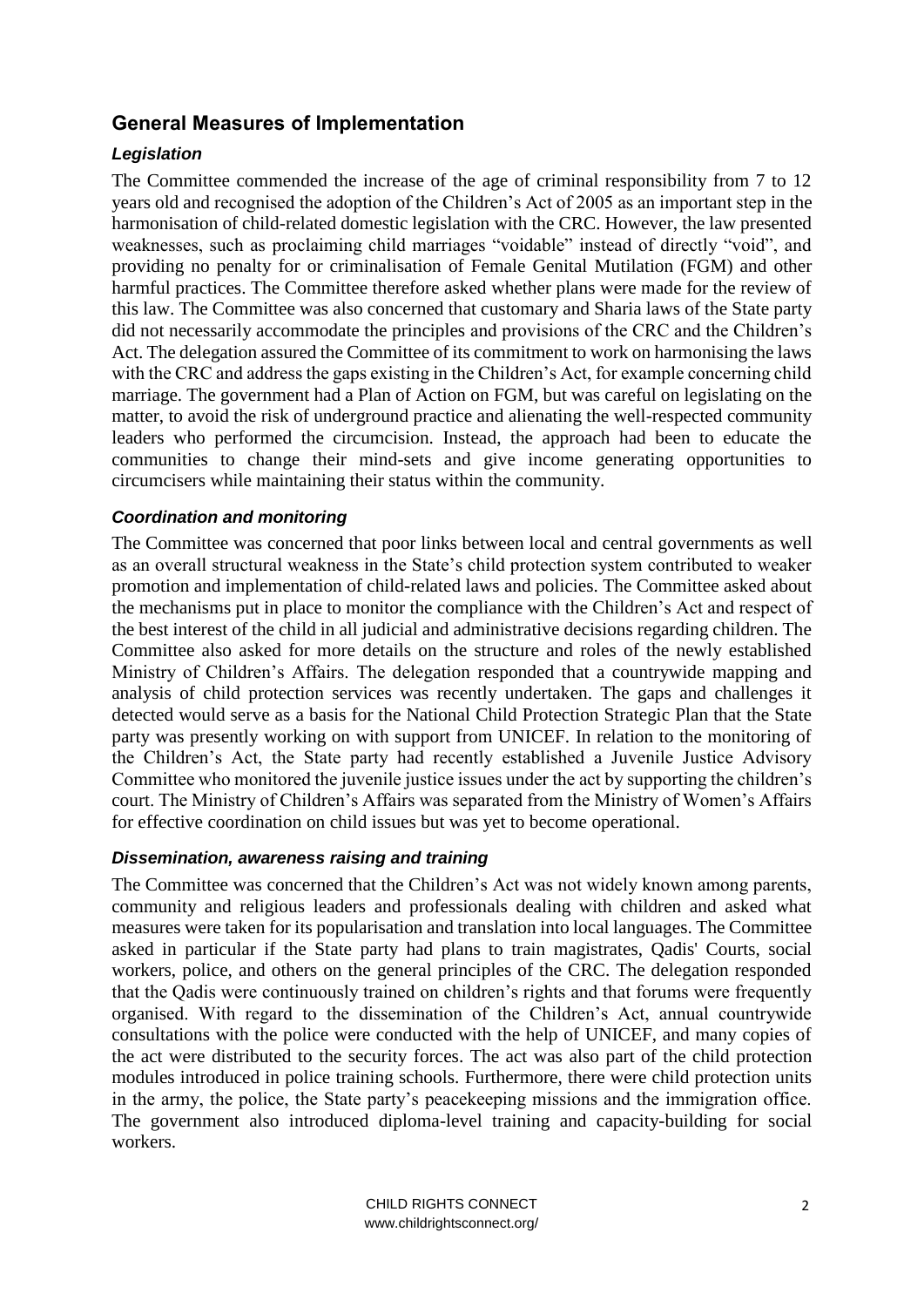## General Measures of Implementation

### *Legislation*

The Committee commended the increase of the age of criminal responsibility from 7 to 12 years old and recognised the adoption of the Children's Act of 2005 as an important step in the harmonisation of child-related domestic legislation with the CRC. However, the law presented weaknesses, such as proclaiming child marriages "voidable" instead of directly "void", and providing no penalty for or criminalisation of Female Genital Mutilation (FGM) and other harmful practices. The Committee therefore asked whether plans were made for the review of this law. The Committee was also concerned that customary and Sharia laws of the State party did not necessarily accommodate the principles and provisions of the CRC and the Children's Act. The delegation assured the Committee of its commitment to work on harmonising the laws with the CRC and address the gaps existing in the Children's Act, for example concerning child marriage. The government had a Plan of Action on FGM, but was careful on legislating on the matter, to avoid the risk of underground practice and alienating the well-respected community leaders who performed the circumcision. Instead, the approach had been to educate the communities to change their mind-sets and give income generating opportunities to circumcisers while maintaining their status within the community.

### *Coordination and monitoring*

The Committee was concerned that poor links between local and central governments as well as an overall structural weakness in the State's child protection system contributed to weaker promotion and implementation of child-related laws and policies. The Committee asked about the mechanisms put in place to monitor the compliance with the Children's Act and respect of the best interest of the child in all judicial and administrative decisions regarding children. The Committee also asked for more details on the structure and roles of the newly established Ministry of Children's Affairs. The delegation responded that a countrywide mapping and analysis of child protection services was recently undertaken. The gaps and challenges it detected would serve as a basis for the National Child Protection Strategic Plan that the State party was presently working on with support from UNICEF. In relation to the monitoring of the Children's Act, the State party had recently established a Juvenile Justice Advisory Committee who monitored the juvenile justice issues under the act by supporting the children's court. The Ministry of Children's Affairs was separated from the Ministry of Women's Affairs for effective coordination on child issues but was yet to become operational.

### *Dissemination, awareness raising and training*

The Committee was concerned that the Children's Act was not widely known among parents, community and religious leaders and professionals dealing with children and asked what measures were taken for its popularisation and translation into local languages. The Committee asked in particular if the State party had plans to train magistrates, Qadis' Courts, social workers, police, and others on the general principles of the CRC. The delegation responded that the Qadis were continuously trained on children's rights and that forums were frequently organised. With regard to the dissemination of the Children's Act, annual countrywide consultations with the police were conducted with the help of UNICEF, and many copies of the act were distributed to the security forces. The act was also part of the child protection modules introduced in police training schools. Furthermore, there were child protection units in the army, the police, the State party's peacekeeping missions and the immigration office. The government also introduced diploma-level training and capacity-building for social workers.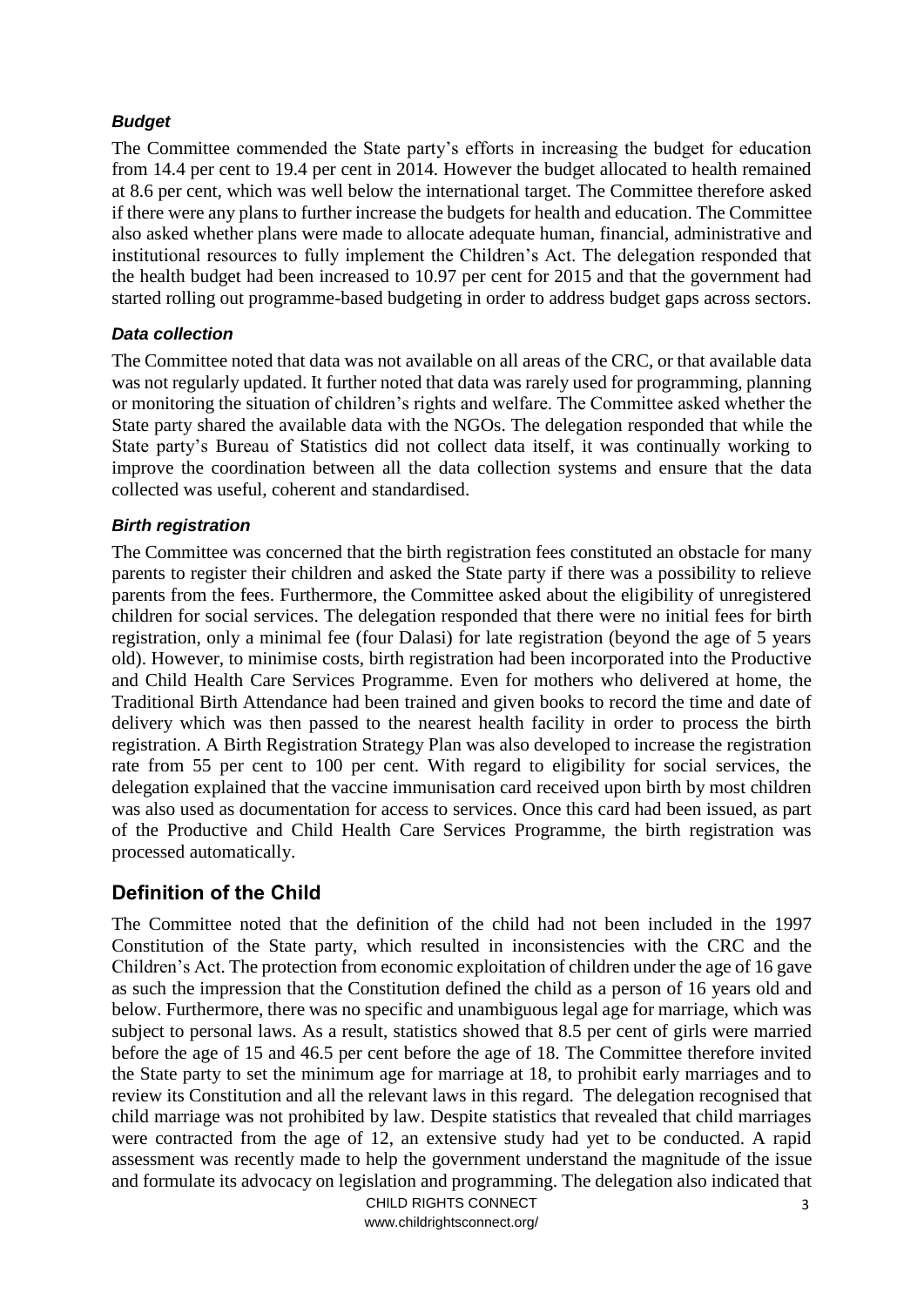### *Budget*

The Committee commended the State party's efforts in increasing the budget for education from 14.4 per cent to 19.4 per cent in 2014. However the budget allocated to health remained at 8.6 per cent, which was well below the international target. The Committee therefore asked if there were any plans to further increase the budgets for health and education. The Committee also asked whether plans were made to allocate adequate human, financial, administrative and institutional resources to fully implement the Children's Act. The delegation responded that the health budget had been increased to 10.97 per cent for 2015 and that the government had started rolling out programme-based budgeting in order to address budget gaps across sectors.

### *Data collection*

The Committee noted that data was not available on all areas of the CRC, or that available data was not regularly updated. It further noted that data was rarely used for programming, planning or monitoring the situation of children's rights and welfare. The Committee asked whether the State party shared the available data with the NGOs. The delegation responded that while the State party's Bureau of Statistics did not collect data itself, it was continually working to improve the coordination between all the data collection systems and ensure that the data collected was useful, coherent and standardised.

### *Birth registration*

The Committee was concerned that the birth registration fees constituted an obstacle for many parents to register their children and asked the State party if there was a possibility to relieve parents from the fees. Furthermore, the Committee asked about the eligibility of unregistered children for social services. The delegation responded that there were no initial fees for birth registration, only a minimal fee (four Dalasi) for late registration (beyond the age of 5 years old). However, to minimise costs, birth registration had been incorporated into the Productive and Child Health Care Services Programme. Even for mothers who delivered at home, the Traditional Birth Attendance had been trained and given books to record the time and date of delivery which was then passed to the nearest health facility in order to process the birth registration. A Birth Registration Strategy Plan was also developed to increase the registration rate from 55 per cent to 100 per cent. With regard to eligibility for social services, the delegation explained that the vaccine immunisation card received upon birth by most children was also used as documentation for access to services. Once this card had been issued, as part of the Productive and Child Health Care Services Programme, the birth registration was processed automatically.

## Definition of the Child

The Committee noted that the definition of the child had not been included in the 1997 Constitution of the State party, which resulted in inconsistencies with the CRC and the Children's Act. The protection from economic exploitation of children under the age of 16 gave as such the impression that the Constitution defined the child as a person of 16 years old and below. Furthermore, there was no specific and unambiguous legal age for marriage, which was subject to personal laws. As a result, statistics showed that 8.5 per cent of girls were married before the age of 15 and 46.5 per cent before the age of 18. The Committee therefore invited the State party to set the minimum age for marriage at 18, to prohibit early marriages and to review its Constitution and all the relevant laws in this regard. The delegation recognised that child marriage was not prohibited by law. Despite statistics that revealed that child marriages were contracted from the age of 12, an extensive study had yet to be conducted. A rapid assessment was recently made to help the government understand the magnitude of the issue and formulate its advocacy on legislation and programming. The delegation also indicated that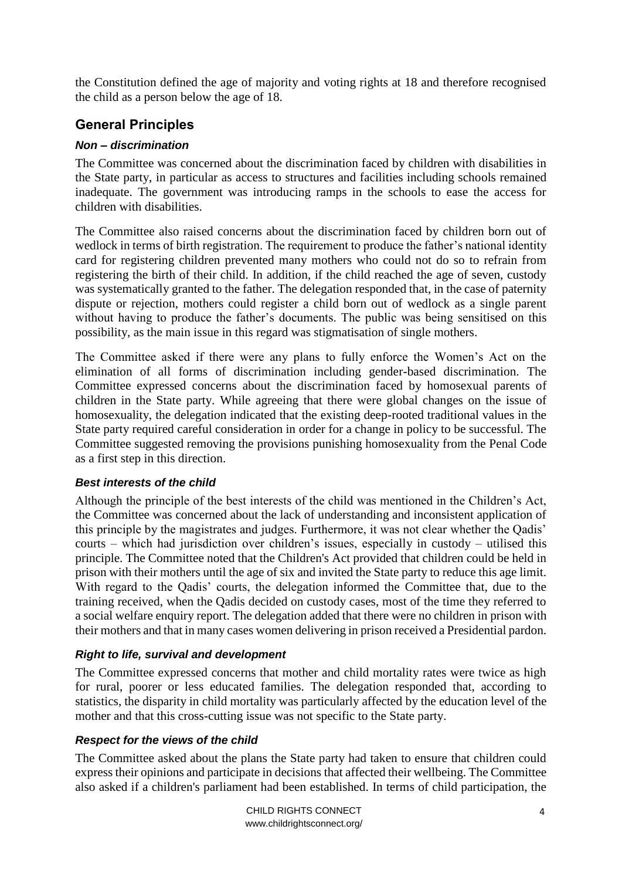the Constitution defined the age of majority and voting rights at 18 and therefore recognised the child as a person below the age of 18.

## General Principles

### *Non – discrimination*

The Committee was concerned about the discrimination faced by children with disabilities in the State party, in particular as access to structures and facilities including schools remained inadequate. The government was introducing ramps in the schools to ease the access for children with disabilities.

The Committee also raised concerns about the discrimination faced by children born out of wedlock in terms of birth registration. The requirement to produce the father's national identity card for registering children prevented many mothers who could not do so to refrain from registering the birth of their child. In addition, if the child reached the age of seven, custody was systematically granted to the father. The delegation responded that, in the case of paternity dispute or rejection, mothers could register a child born out of wedlock as a single parent without having to produce the father's documents. The public was being sensitised on this possibility, as the main issue in this regard was stigmatisation of single mothers.

The Committee asked if there were any plans to fully enforce the Women's Act on the elimination of all forms of discrimination including gender-based discrimination. The Committee expressed concerns about the discrimination faced by homosexual parents of children in the State party. While agreeing that there were global changes on the issue of homosexuality, the delegation indicated that the existing deep-rooted traditional values in the State party required careful consideration in order for a change in policy to be successful. The Committee suggested removing the provisions punishing homosexuality from the Penal Code as a first step in this direction.

### *Best interests of the child*

Although the principle of the best interests of the child was mentioned in the Children's Act, the Committee was concerned about the lack of understanding and inconsistent application of this principle by the magistrates and judges. Furthermore, it was not clear whether the Qadis' courts – which had jurisdiction over children's issues, especially in custody – utilised this principle. The Committee noted that the Children's Act provided that children could be held in prison with their mothers until the age of six and invited the State party to reduce this age limit. With regard to the Qadis' courts, the delegation informed the Committee that, due to the training received, when the Qadis decided on custody cases, most of the time they referred to a social welfare enquiry report. The delegation added that there were no children in prison with their mothers and that in many cases women delivering in prison received a Presidential pardon.

### *Right to life, survival and development*

The Committee expressed concerns that mother and child mortality rates were twice as high for rural, poorer or less educated families. The delegation responded that, according to statistics, the disparity in child mortality was particularly affected by the education level of the mother and that this cross-cutting issue was not specific to the State party.

### *Respect for the views of the child*

The Committee asked about the plans the State party had taken to ensure that children could express their opinions and participate in decisions that affected their wellbeing. The Committee also asked if a children's parliament had been established. In terms of child participation, the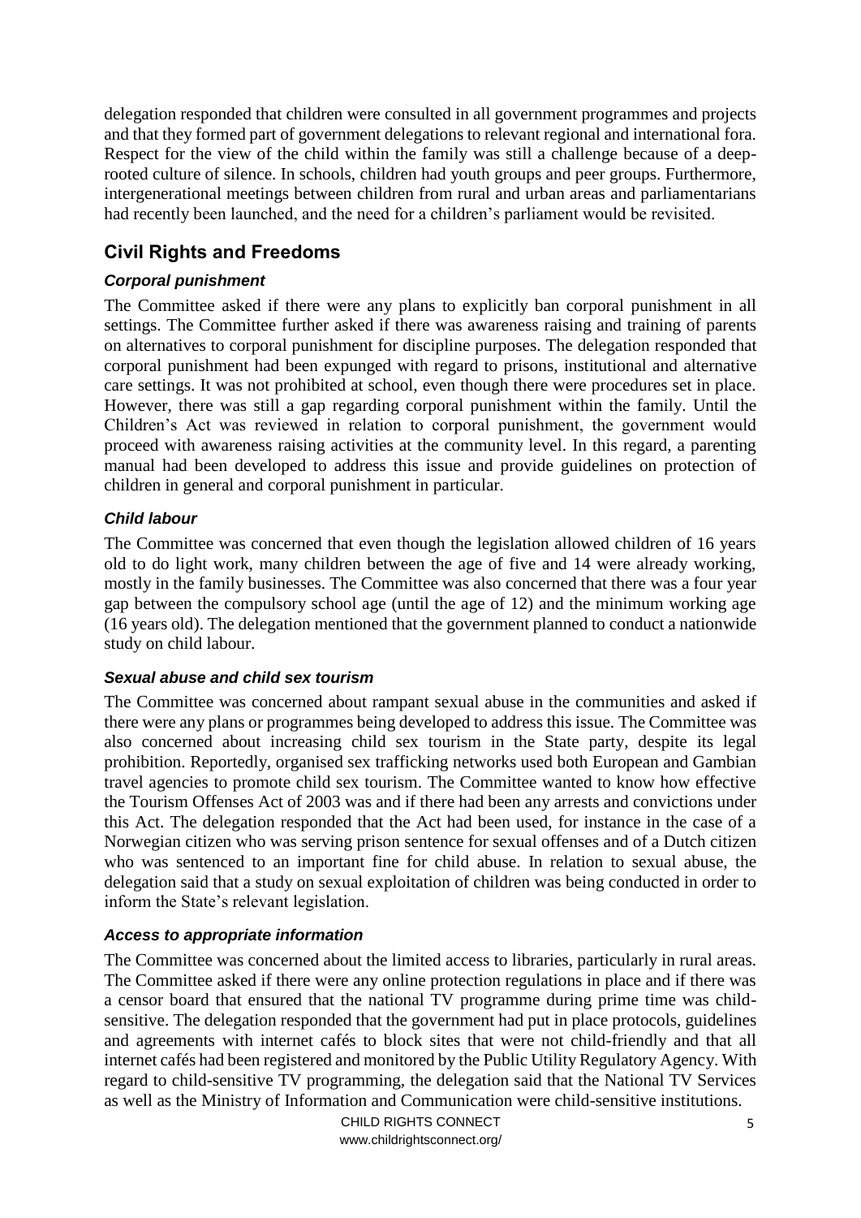delegation responded that children were consulted in all government programmes and projects and that they formed part of government delegations to relevant regional and international fora. Respect for the view of the child within the family was still a challenge because of a deep-rooted culture of silence. In schools, children had youth groups and peer groups. Furthermore, intergenerational meetings between children from rural and urban areas and parliamentarians had recently been launched, and the need for a children's parliament would be revisited.

## Civil Rights and Freedoms

### *Corporal punishment*

The Committee asked if there were any plans to explicitly ban corporal punishment in all settings. The Committee further asked if there was awareness raising and training of parents on alternatives to corporal punishment for discipline purposes. The delegation responded that corporal punishment had been expunged with regard to prisons, institutional and alternative care settings. It was not prohibited at school, even though there were procedures set in place. However, there was still a gap regarding corporal punishment within the family. Until the Children's Act was reviewed in relation to corporal punishment, the government would proceed with awareness raising activities at the community level. In this regard, a parenting manual had been developed to address this issue and provide guidelines on protection of children in general and corporal punishment in particular.

### *Child labour*

The Committee was concerned that even though the legislation allowed children of 16 years old to do light work, many children between the age of five and 14 were already working, mostly in the family businesses. The Committee was also concerned that there was a four year gap between the compulsory school age (until the age of 12) and the minimum working age (16 years old). The delegation mentioned that the government planned to conduct a nationwide study on child labour.

### *Sexual abuse and child sex tourism*

The Committee was concerned about rampant sexual abuse in the communities and asked if there were any plans or programmes being developed to address this issue. The Committee was also concerned about increasing child sex tourism in the State party, despite its legal prohibition. Reportedly, organised sex trafficking networks used both European and Gambian travel agencies to promote child sex tourism. The Committee wanted to know how effective the Tourism Offenses Act of 2003 was and if there had been any arrests and convictions under this Act. The delegation responded that the Act had been used, for instance in the case of a Norwegian citizen who was serving prison sentence for sexual offenses and of a Dutch citizen who was sentenced to an important fine for child abuse. In relation to sexual abuse, the delegation said that a study on sexual exploitation of children was being conducted in order to inform the State's relevant legislation.

### *Access to appropriate information*

The Committee was concerned about the limited access to libraries, particularly in rural areas. The Committee asked if there were any online protection regulations in place and if there was a censor board that ensured that the national TV programme during prime time was child-sensitive. The delegation responded that the government had put in place protocols, guidelines and agreements with internet cafés to block sites that were not child-friendly and that all internet cafés had been registered and monitored by the Public Utility Regulatory Agency. With regard to child-sensitive TV programming, the delegation said that the National TV Services as well as the Ministry of Information and Communication were child-sensitive institutions.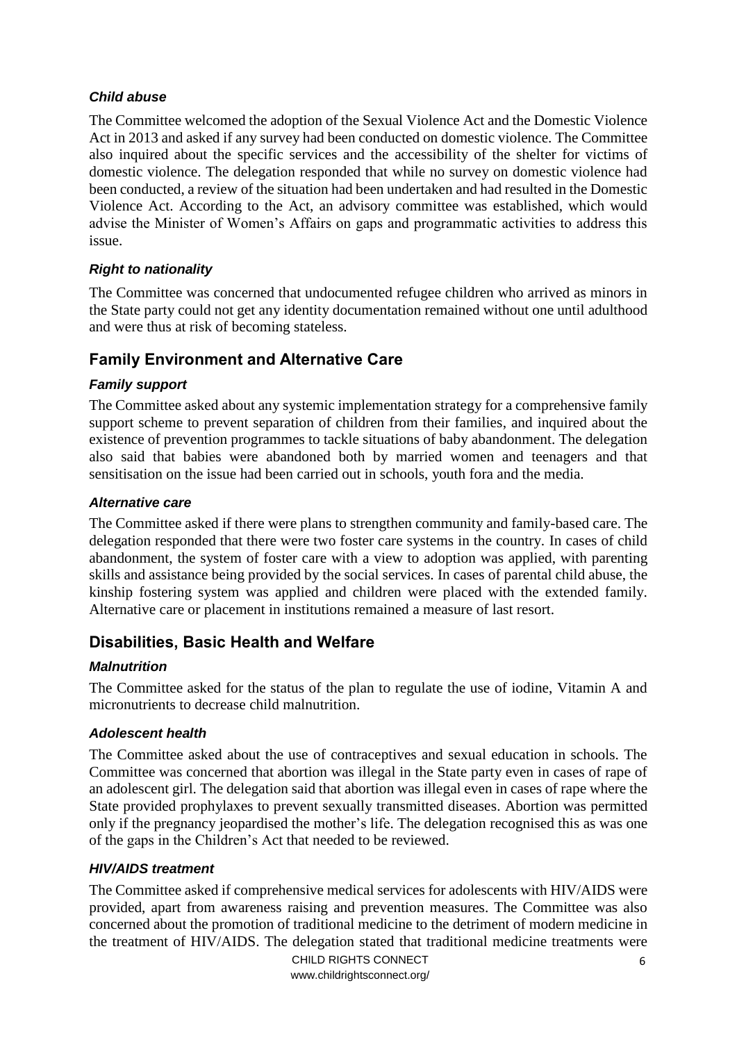#### *Child abuse*

The Committee welcomed the adoption of the Sexual Violence Act and the Domestic Violence Act in 2013 and asked if any survey had been conducted on domestic violence. The Committee also inquired about the specific services and the accessibility of the shelter for victims of domestic violence. The delegation responded that while no survey on domestic violence had been conducted, a review of the situation had been undertaken and had resulted in the Domestic Violence Act. According to the Act, an advisory committee was established, which would advise the Minister of Women's Affairs on gaps and programmatic activities to address this issue.

#### *Right to nationality*

The Committee was concerned that undocumented refugee children who arrived as minors in the State party could not get any identity documentation remained without one until adulthood and were thus at risk of becoming stateless.

### Family Environment and Alternative Care

#### *Family support*

The Committee asked about any systemic implementation strategy for a comprehensive family support scheme to prevent separation of children from their families, and inquired about the existence of prevention programmes to tackle situations of baby abandonment. The delegation also said that babies were abandoned both by married women and teenagers and that sensitisation on the issue had been carried out in schools, youth fora and the media.

#### *Alternative care*

The Committee asked if there were plans to strengthen community and family-based care. The delegation responded that there were two foster care systems in the country. In cases of child abandonment, the system of foster care with a view to adoption was applied, with parenting skills and assistance being provided by the social services. In cases of parental child abuse, the kinship fostering system was applied and children were placed with the extended family. Alternative care or placement in institutions remained a measure of last resort.

### Disabilities, Basic Health and Welfare

#### *Malnutrition*

The Committee asked for the status of the plan to regulate the use of iodine, Vitamin A and micronutrients to decrease child malnutrition.

#### *Adolescent health*

The Committee asked about the use of contraceptives and sexual education in schools. The Committee was concerned that abortion was illegal in the State party even in cases of rape of an adolescent girl. The delegation said that abortion was illegal even in cases of rape where the State provided prophylaxes to prevent sexually transmitted diseases. Abortion was permitted only if the pregnancy jeopardised the mother's life. The delegation recognised this as was one of the gaps in the Children's Act that needed to be reviewed.

#### *HIV/AIDS treatment*

The Committee asked if comprehensive medical services for adolescents with HIV/AIDS were provided, apart from awareness raising and prevention measures. The Committee was also concerned about the promotion of traditional medicine to the detriment of modern medicine in the treatment of HIV/AIDS. The delegation stated that traditional medicine treatments were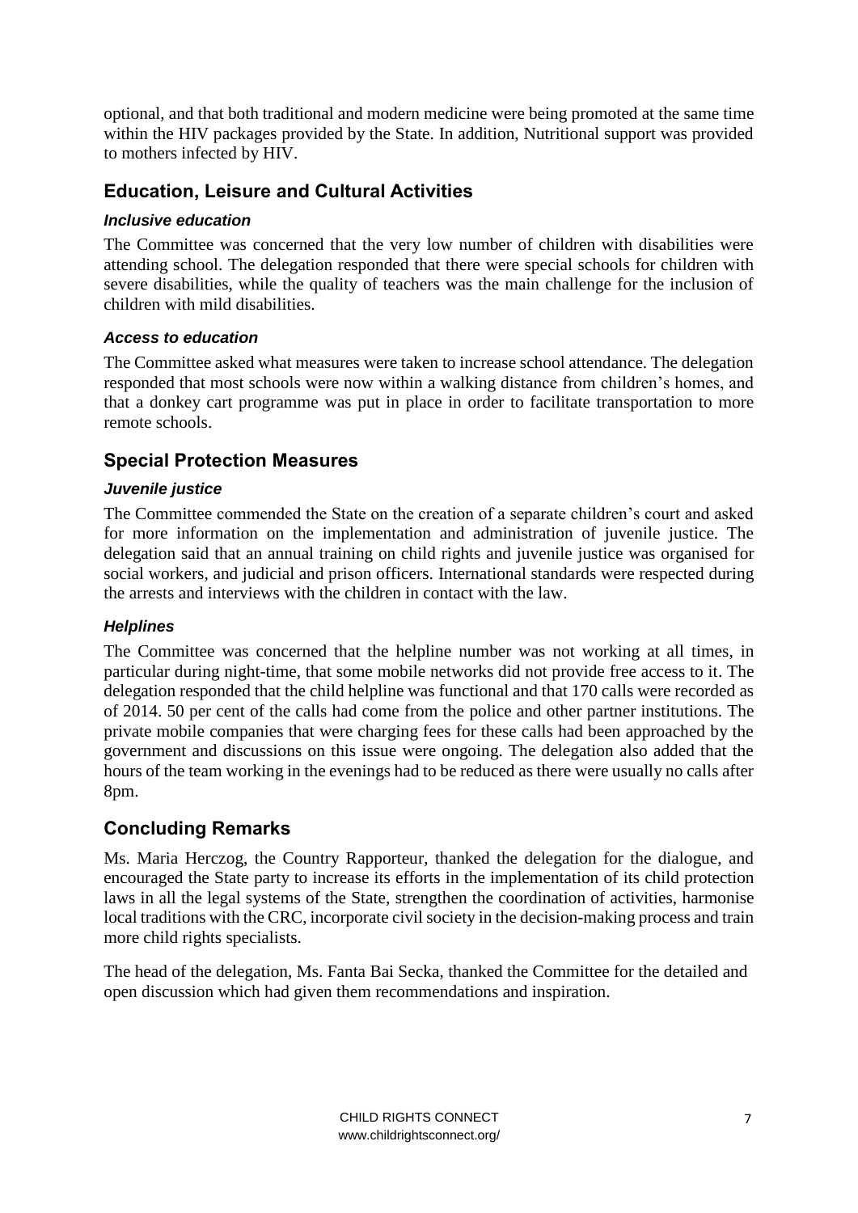optional, and that both traditional and modern medicine were being promoted at the same time within the HIV packages provided by the State. In addition, Nutritional support was provided to mothers infected by HIV.

## Education, Leisure and Cultural Activities

### *Inclusive education*

The Committee was concerned that the very low number of children with disabilities were attending school. The delegation responded that there were special schools for children with severe disabilities, while the quality of teachers was the main challenge for the inclusion of children with mild disabilities.

### *Access to education*

The Committee asked what measures were taken to increase school attendance. The delegation responded that most schools were now within a walking distance from children's homes, and that a donkey cart programme was put in place in order to facilitate transportation to more remote schools.

## Special Protection Measures

### *Juvenile justice*

The Committee commended the State on the creation of a separate children's court and asked for more information on the implementation and administration of juvenile justice. The delegation said that an annual training on child rights and juvenile justice was organised for social workers, and judicial and prison officers. International standards were respected during the arrests and interviews with the children in contact with the law.

### *Helplines*

The Committee was concerned that the helpline number was not working at all times, in particular during night-time, that some mobile networks did not provide free access to it. The delegation responded that the child helpline was functional and that 170 calls were recorded as of 2014. 50 per cent of the calls had come from the police and other partner institutions. The private mobile companies that were charging fees for these calls had been approached by the government and discussions on this issue were ongoing. The delegation also added that the hours of the team working in the evenings had to be reduced as there were usually no calls after 8pm.

## Concluding Remarks

Ms. Maria Herczog, the Country Rapporteur, thanked the delegation for the dialogue, and encouraged the State party to increase its efforts in the implementation of its child protection laws in all the legal systems of the State, strengthen the coordination of activities, harmonise local traditions with the CRC, incorporate civil society in the decision-making process and train more child rights specialists.

The head of the delegation, Ms. Fanta Bai Secka, thanked the Committee for the detailed and open discussion which had given them recommendations and inspiration.